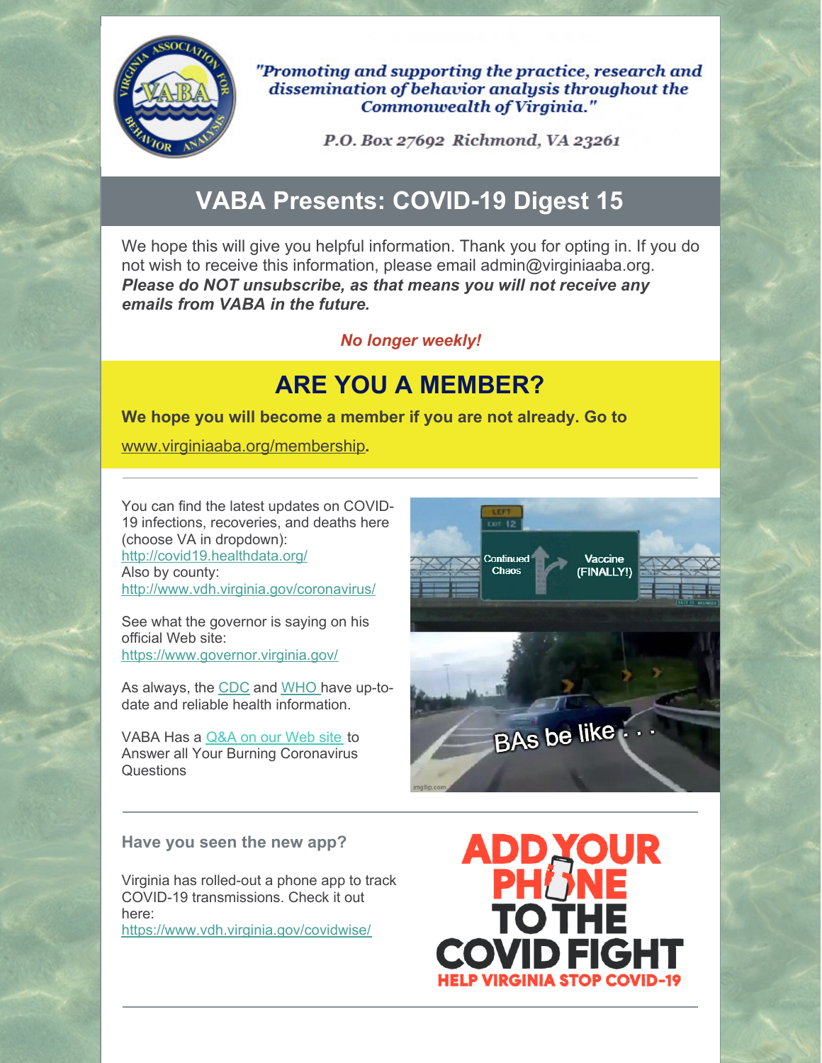"Promoting and supporting the practice, research and dissemination of behavior analysis throughout the Commonwealth of Virginia."

P.O. Box 27692 Richmond, VA 23261

# VABA Presents: COVID-19 Digest 15

We hope this will give you helpful information. Thank you for opting in. If you do not wish to receive this information, please email admin@virginiaaba.org. ***Please do NOT unsubscribe, as that means you will not receive any emails from VABA in the future.***

***No longer weekly!***

## ARE YOU A MEMBER?

**We hope you will become a member if you are not already. Go to**

www.virginiaaba.org/membership**.**

---

You can find the latest updates on COVID-19 infections, recoveries, and deaths here (choose VA in dropdown):
http://covid19.healthdata.org/
Also by county:
http://www.vdh.virginia.gov/coronavirus/

See what the governor is saying on his official Web site:
https://www.governor.virginia.gov/

As always, the CDC and WHO have up-to-date and reliable health information.

VABA Has a Q&A on our Web site to Answer all Your Burning Coronavirus Questions

---

### Have you seen the new app?

Virginia has rolled-out a phone app to track COVID-19 transmissions. Check it out here:
https://www.vdh.virginia.gov/covidwise/

---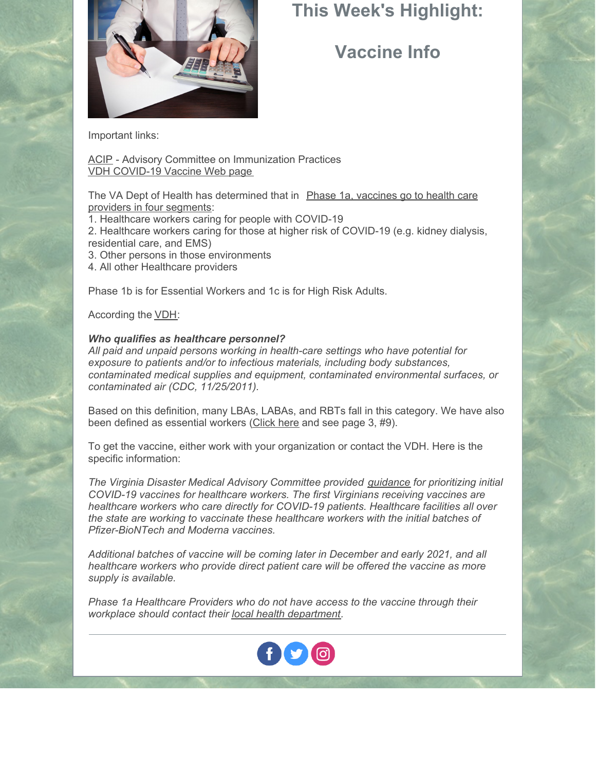# This Week's Highlight:

# Vaccine Info

Important links:

ACIP - Advisory Committee on Immunization Practices
VDH COVID-19 Vaccine Web page

The VA Dept of Health has determined that in Phase 1a, vaccines go to health care providers in four segments:

1. Healthcare workers caring for people with COVID-19
2. Healthcare workers caring for those at higher risk of COVID-19 (e.g. kidney dialysis, residential care, and EMS)
3. Other persons in those environments
4. All other Healthcare providers

Phase 1b is for Essential Workers and 1c is for High Risk Adults.

According the VDH:

***Who qualifies as healthcare personnel?***
*All paid and unpaid persons working in health-care settings who have potential for exposure to patients and/or to infectious materials, including body substances, contaminated medical supplies and equipment, contaminated environmental surfaces, or contaminated air (CDC, 11/25/2011).*

Based on this definition, many LBAs, LABAs, and RBTs fall in this category. We have also been defined as essential workers (Click here and see page 3, #9).

To get the vaccine, either work with your organization or contact the VDH. Here is the specific information:

*The Virginia Disaster Medical Advisory Committee provided guidance for prioritizing initial COVID-19 vaccines for healthcare workers. The first Virginians receiving vaccines are healthcare workers who care directly for COVID-19 patients. Healthcare facilities all over the state are working to vaccinate these healthcare workers with the initial batches of Pfizer-BioNTech and Moderna vaccines.*

*Additional batches of vaccine will be coming later in December and early 2021, and all healthcare workers who provide direct patient care will be offered the vaccine as more supply is available.*

*Phase 1a Healthcare Providers who do not have access to the vaccine through their workplace should contact their local health department.*